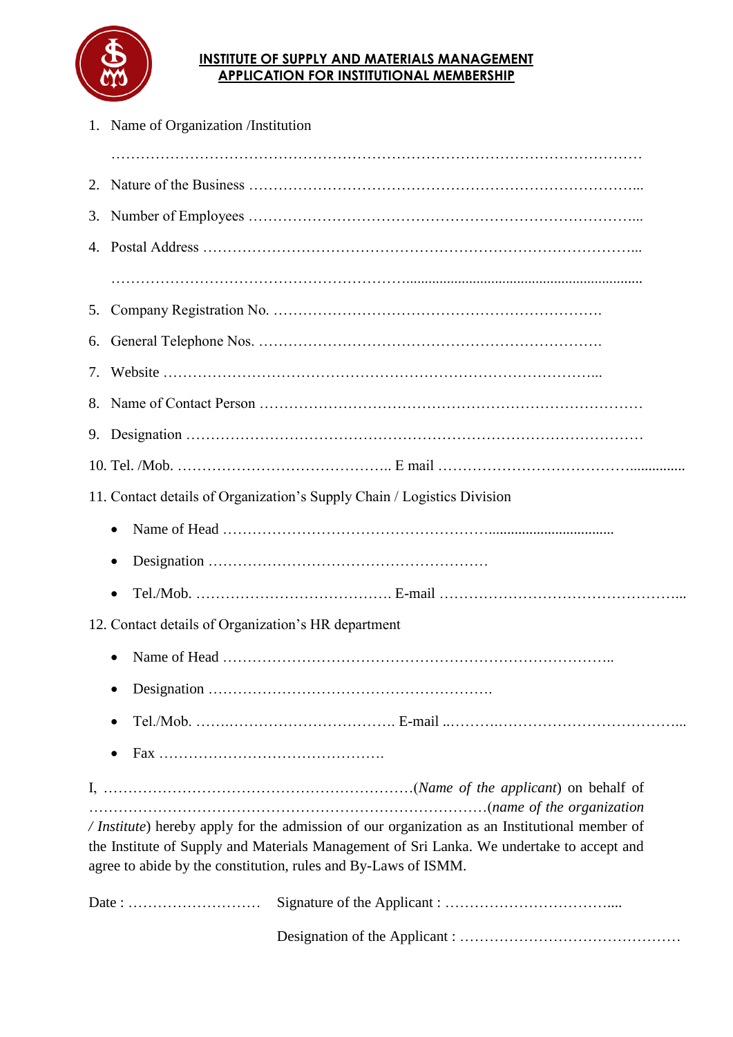## INSTITUTE OF SUPPLY AND MATERIALS MANAGEMENT
## APPLICATION FOR INSTITUTIONAL MEMBERSHIP

1. Name of Organization /Institution

   …………………………………………………………………………………………………

2. Nature of the Business …………………………………………………………………...
3. Number of Employees …………………………………………………………………...
4. Postal Address …………………………………………………………………………...

   …………………………………………………….................................................................

5. Company Registration No. ……………………………………………………….
6. General Telephone Nos. ……………………………………………………………
7. Website ……………………………………………………………………………...
8. Name of Contact Person …………………………………………………………………
9. Designation ………………………………………………………………………………
10. Tel. /Mob. …………………………………….. E mail ………………………………...............
11. Contact details of Organization's Supply Chain / Logistics Division
    - Name of Head ……………………………………………….................................
    - Designation …………………………………………………
    - Tel./Mob. …………………………………. E-mail …………………………………………...
12. Contact details of Organization's HR department
    - Name of Head ………………………………………………………………………..
    - Designation ………………………………………………….
    - Tel./Mob. …….…………………………… E-mail ..……….……………………………….....
    - Fax ……………………………………….

I, ………………………………………………………(*Name of the applicant*) on behalf of ………………………………………………………………………(*name of the organization / Institute*) hereby apply for the admission of our organization as an Institutional member of the Institute of Supply and Materials Management of Sri Lanka. We undertake to accept and agree to abide by the constitution, rules and By-Laws of ISMM.

Date : ……………………… Signature of the Applicant : ……………………………....

Designation of the Applicant : ………………………………………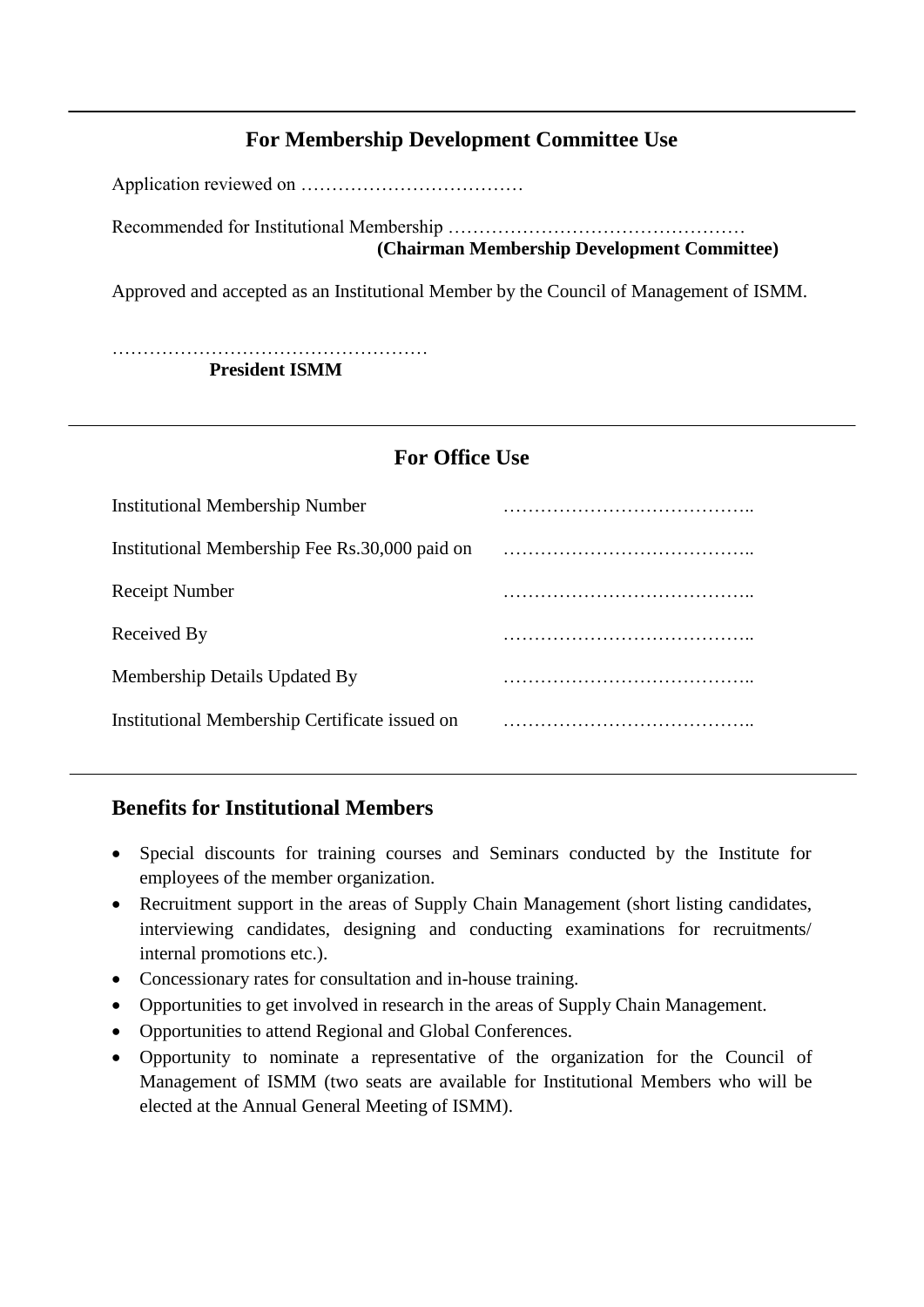## For Membership Development Committee Use

Application reviewed on ………………………………

Recommended for Institutional Membership …………………………………………
**(Chairman Membership Development Committee)**

Approved and accepted as an Institutional Member by the Council of Management of ISMM.

……………………………………………
**President ISMM**

---

## For Office Use

| | |
|---|---|
| Institutional Membership Number | ………………………………….. |
| Institutional Membership Fee Rs.30,000 paid on | ………………………………….. |
| Receipt Number | ………………………………….. |
| Received By | ………………………………….. |
| Membership Details Updated By | ………………………………….. |
| Institutional Membership Certificate issued on | ………………………………….. |

---

## Benefits for Institutional Members

- Special discounts for training courses and Seminars conducted by the Institute for employees of the member organization.
- Recruitment support in the areas of Supply Chain Management (short listing candidates, interviewing candidates, designing and conducting examinations for recruitments/ internal promotions etc.).
- Concessionary rates for consultation and in-house training.
- Opportunities to get involved in research in the areas of Supply Chain Management.
- Opportunities to attend Regional and Global Conferences.
- Opportunity to nominate a representative of the organization for the Council of Management of ISMM (two seats are available for Institutional Members who will be elected at the Annual General Meeting of ISMM).